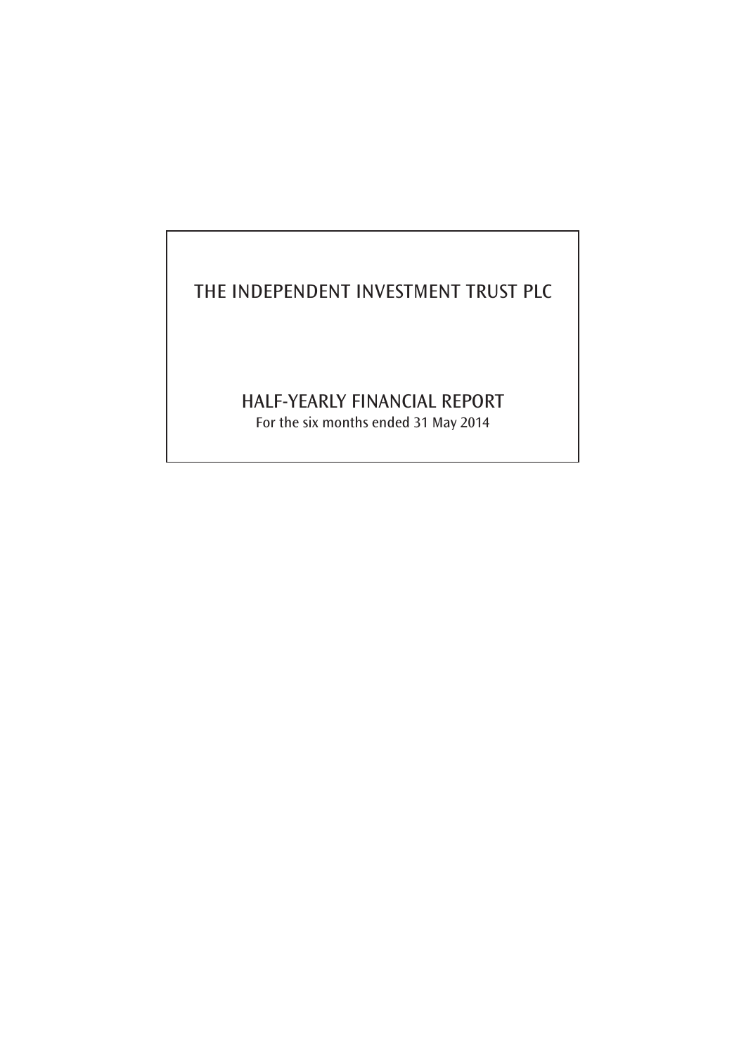# THE INDEPENDENT INVESTMENT TRUST PLC

## HALF-YEARLY FINANCIAL REPORT

For the six months ended 31 May 2014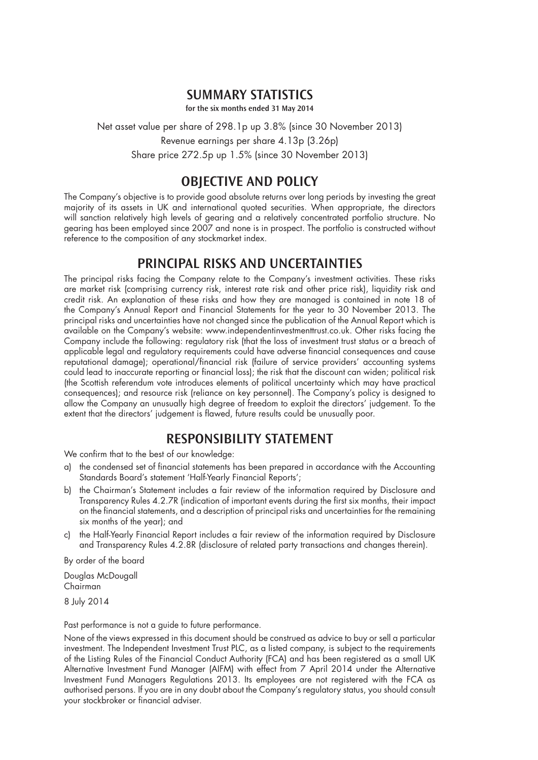## SUMMARY STATISTICS

for the six months ended 31 May 2014

Net asset value per share of 298.1p up 3.8% (since 30 November 2013)

Revenue earnings per share 4.13p (3.26p)

Share price 272.5p up 1.5% (since 30 November 2013)

## OBJECTIVE AND POLICY

The Company's objective is to provide good absolute returns over long periods by investing the great majority of its assets in UK and international quoted securities. When appropriate, the directors will sanction relatively high levels of gearing and a relatively concentrated portfolio structure. No gearing has been employed since 2007 and none is in prospect. The portfolio is constructed without reference to the composition of any stockmarket index.

## PRINCIPAL RISKS AND UNCERTAINTIES

The principal risks facing the Company relate to the Company's investment activities. These risks are market risk (comprising currency risk, interest rate risk and other price risk), liquidity risk and credit risk. An explanation of these risks and how they are managed is contained in note 18 of the Company's Annual Report and Financial Statements for the year to 30 November 2013. The principal risks and uncertainties have not changed since the publication of the Annual Report which is available on the Company's website: www.independentinvestmenttrust.co.uk. Other risks facing the Company include the following: regulatory risk (that the loss of investment trust status or a breach of applicable legal and regulatory requirements could have adverse financial consequences and cause reputational damage); operational/financial risk (failure of service providers' accounting systems could lead to inaccurate reporting or financial loss); the risk that the discount can widen; political risk (the Scottish referendum vote introduces elements of political uncertainty which may have practical consequences); and resource risk (reliance on key personnel). The Company's policy is designed to allow the Company an unusually high degree of freedom to exploit the directors' judgement. To the extent that the directors' judgement is flawed, future results could be unusually poor.

## RESPONSIBILITY STATEMENT

We confirm that to the best of our knowledge:

a) the condensed set of financial statements has been prepared in accordance with the Accounting Standards Board's statement 'Half-Yearly Financial Reports';

b) the Chairman's Statement includes a fair review of the information required by Disclosure and Transparency Rules 4.2.7R (indication of important events during the first six months, their impact on the financial statements, and a description of principal risks and uncertainties for the remaining six months of the year); and

c) the Half-Yearly Financial Report includes a fair review of the information required by Disclosure and Transparency Rules 4.2.8R (disclosure of related party transactions and changes therein).

By order of the board

Douglas McDougall
Chairman

8 July 2014

Past performance is not a guide to future performance.

None of the views expressed in this document should be construed as advice to buy or sell a particular investment. The Independent Investment Trust PLC, as a listed company, is subject to the requirements of the Listing Rules of the Financial Conduct Authority (FCA) and has been registered as a small UK Alternative Investment Fund Manager (AIFM) with effect from 7 April 2014 under the Alternative Investment Fund Managers Regulations 2013. Its employees are not registered with the FCA as authorised persons. If you are in any doubt about the Company's regulatory status, you should consult your stockbroker or financial adviser.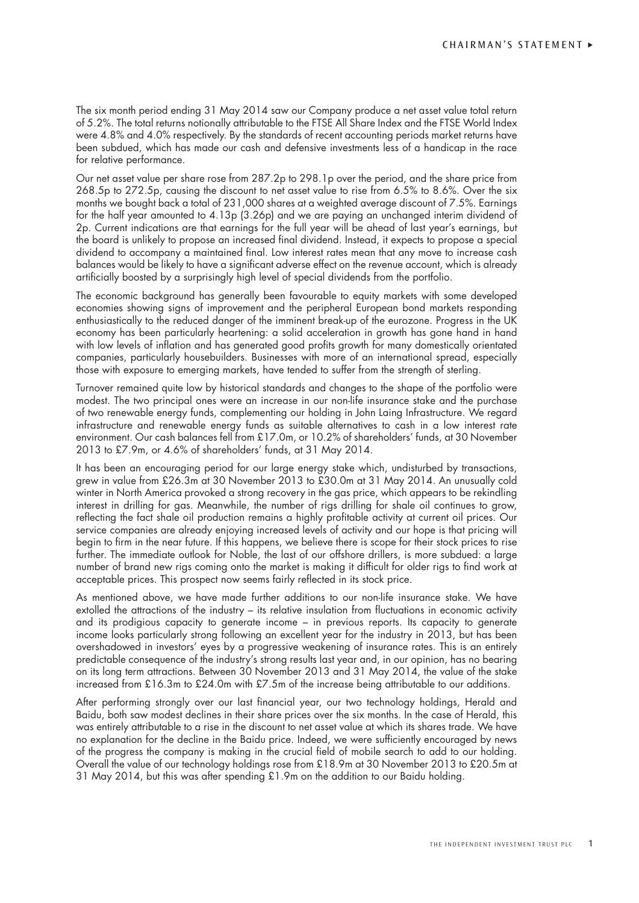The six month period ending 31 May 2014 saw our Company produce a net asset value total return of 5.2%. The total returns notionally attributable to the FTSE All Share Index and the FTSE World Index were 4.8% and 4.0% respectively. By the standards of recent accounting periods market returns have been subdued, which has made our cash and defensive investments less of a handicap in the race for relative performance.

Our net asset value per share rose from 287.2p to 298.1p over the period, and the share price from 268.5p to 272.5p, causing the discount to net asset value to rise from 6.5% to 8.6%. Over the six months we bought back a total of 231,000 shares at a weighted average discount of 7.5%. Earnings for the half year amounted to 4.13p (3.26p) and we are paying an unchanged interim dividend of 2p. Current indications are that earnings for the full year will be ahead of last year's earnings, but the board is unlikely to propose an increased final dividend. Instead, it expects to propose a special dividend to accompany a maintained final. Low interest rates mean that any move to increase cash balances would be likely to have a significant adverse effect on the revenue account, which is already artificially boosted by a surprisingly high level of special dividends from the portfolio.

The economic background has generally been favourable to equity markets with some developed economies showing signs of improvement and the peripheral European bond markets responding enthusiastically to the reduced danger of the imminent break-up of the eurozone. Progress in the UK economy has been particularly heartening: a solid acceleration in growth has gone hand in hand with low levels of inflation and has generated good profits growth for many domestically orientated companies, particularly housebuilders. Businesses with more of an international spread, especially those with exposure to emerging markets, have tended to suffer from the strength of sterling.

Turnover remained quite low by historical standards and changes to the shape of the portfolio were modest. The two principal ones were an increase in our non-life insurance stake and the purchase of two renewable energy funds, complementing our holding in John Laing Infrastructure. We regard infrastructure and renewable energy funds as suitable alternatives to cash in a low interest rate environment. Our cash balances fell from £17.0m, or 10.2% of shareholders' funds, at 30 November 2013 to £7.9m, or 4.6% of shareholders' funds, at 31 May 2014.

It has been an encouraging period for our large energy stake which, undisturbed by transactions, grew in value from £26.3m at 30 November 2013 to £30.0m at 31 May 2014. An unusually cold winter in North America provoked a strong recovery in the gas price, which appears to be rekindling interest in drilling for gas. Meanwhile, the number of rigs drilling for shale oil continues to grow, reflecting the fact shale oil production remains a highly profitable activity at current oil prices. Our service companies are already enjoying increased levels of activity and our hope is that pricing will begin to firm in the near future. If this happens, we believe there is scope for their stock prices to rise further. The immediate outlook for Noble, the last of our offshore drillers, is more subdued: a large number of brand new rigs coming onto the market is making it difficult for older rigs to find work at acceptable prices. This prospect now seems fairly reflected in its stock price.

As mentioned above, we have made further additions to our non-life insurance stake. We have extolled the attractions of the industry – its relative insulation from fluctuations in economic activity and its prodigious capacity to generate income – in previous reports. Its capacity to generate income looks particularly strong following an excellent year for the industry in 2013, but has been overshadowed in investors' eyes by a progressive weakening of insurance rates. This is an entirely predictable consequence of the industry's strong results last year and, in our opinion, has no bearing on its long term attractions. Between 30 November 2013 and 31 May 2014, the value of the stake increased from £16.3m to £24.0m with £7.5m of the increase being attributable to our additions.

After performing strongly over our last financial year, our two technology holdings, Herald and Baidu, both saw modest declines in their share prices over the six months. In the case of Herald, this was entirely attributable to a rise in the discount to net asset value at which its shares trade. We have no explanation for the decline in the Baidu price. Indeed, we were sufficiently encouraged by news of the progress the company is making in the crucial field of mobile search to add to our holding. Overall the value of our technology holdings rose from £18.9m at 30 November 2013 to £20.5m at 31 May 2014, but this was after spending £1.9m on the addition to our Baidu holding.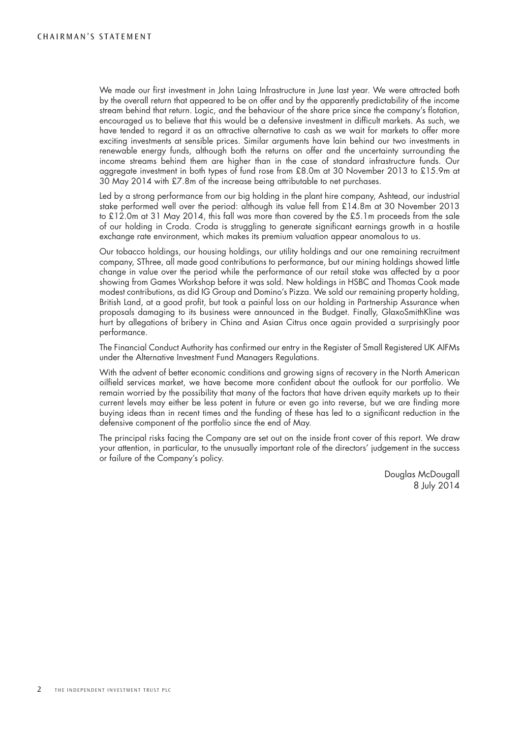We made our first investment in John Laing Infrastructure in June last year. We were attracted both by the overall return that appeared to be on offer and by the apparently predictability of the income stream behind that return. Logic, and the behaviour of the share price since the company's flotation, encouraged us to believe that this would be a defensive investment in difficult markets. As such, we have tended to regard it as an attractive alternative to cash as we wait for markets to offer more exciting investments at sensible prices. Similar arguments have lain behind our two investments in renewable energy funds, although both the returns on offer and the uncertainty surrounding the income streams behind them are higher than in the case of standard infrastructure funds. Our aggregate investment in both types of fund rose from £8.0m at 30 November 2013 to £15.9m at 30 May 2014 with £7.8m of the increase being attributable to net purchases.

Led by a strong performance from our big holding in the plant hire company, Ashtead, our industrial stake performed well over the period: although its value fell from £14.8m at 30 November 2013 to £12.0m at 31 May 2014, this fall was more than covered by the £5.1m proceeds from the sale of our holding in Croda. Croda is struggling to generate significant earnings growth in a hostile exchange rate environment, which makes its premium valuation appear anomalous to us.

Our tobacco holdings, our housing holdings, our utility holdings and our one remaining recruitment company, SThree, all made good contributions to performance, but our mining holdings showed little change in value over the period while the performance of our retail stake was affected by a poor showing from Games Workshop before it was sold. New holdings in HSBC and Thomas Cook made modest contributions, as did IG Group and Domino's Pizza. We sold our remaining property holding, British Land, at a good profit, but took a painful loss on our holding in Partnership Assurance when proposals damaging to its business were announced in the Budget. Finally, GlaxoSmithKline was hurt by allegations of bribery in China and Asian Citrus once again provided a surprisingly poor performance.

The Financial Conduct Authority has confirmed our entry in the Register of Small Registered UK AIFMs under the Alternative Investment Fund Managers Regulations.

With the advent of better economic conditions and growing signs of recovery in the North American oilfield services market, we have become more confident about the outlook for our portfolio. We remain worried by the possibility that many of the factors that have driven equity markets up to their current levels may either be less potent in future or even go into reverse, but we are finding more buying ideas than in recent times and the funding of these has led to a significant reduction in the defensive component of the portfolio since the end of May.

The principal risks facing the Company are set out on the inside front cover of this report. We draw your attention, in particular, to the unusually important role of the directors' judgement in the success or failure of the Company's policy.

Douglas McDougall
8 July 2014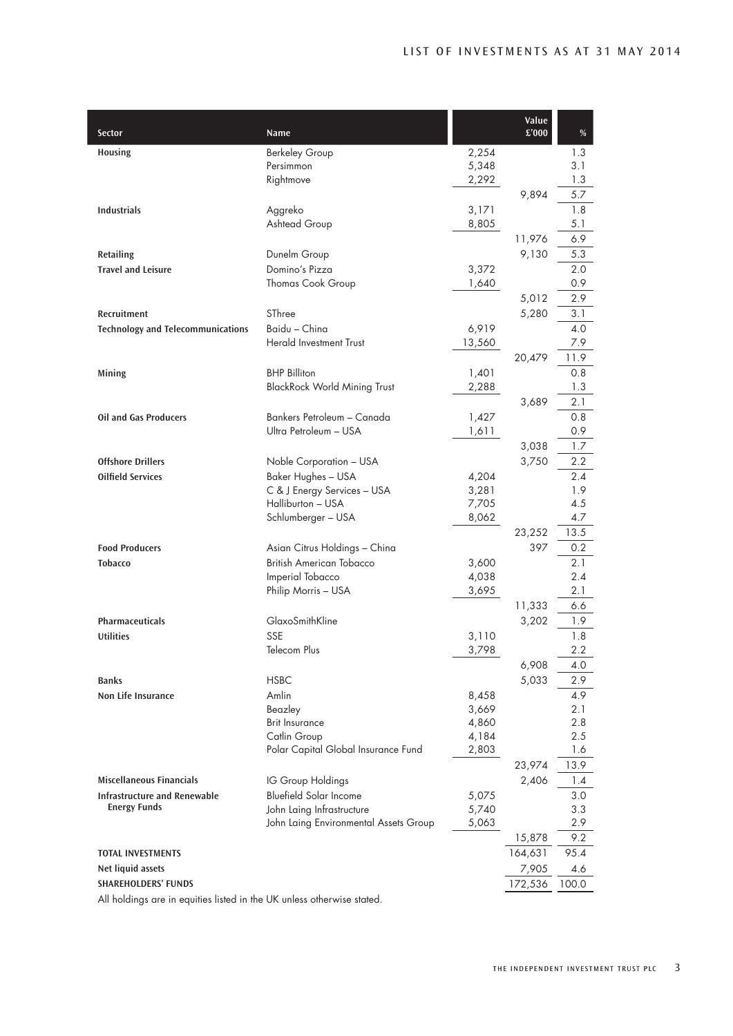# LIST OF INVESTMENTS AS AT 31 MAY 2014

| Sector | Name | | Value £'000 | % |
|---|---|---|---|---|
| Housing | Berkeley Group | 2,254 | | 1.3 |
| | Persimmon | 5,348 | | 3.1 |
| | Rightmove | 2,292 | | 1.3 |
| | | | 9,894 | 5.7 |
| Industrials | Aggreko | 3,171 | | 1.8 |
| | Ashtead Group | 8,805 | | 5.1 |
| | | | 11,976 | 6.9 |
| Retailing | Dunelm Group | | 9,130 | 5.3 |
| Travel and Leisure | Domino's Pizza | 3,372 | | 2.0 |
| | Thomas Cook Group | 1,640 | | 0.9 |
| | | | 5,012 | 2.9 |
| Recruitment | SThree | | 5,280 | 3.1 |
| Technology and Telecommunications | Baidu – China | 6,919 | | 4.0 |
| | Herald Investment Trust | 13,560 | | 7.9 |
| | | | 20,479 | 11.9 |
| Mining | BHP Billiton | 1,401 | | 0.8 |
| | BlackRock World Mining Trust | 2,288 | | 1.3 |
| | | | 3,689 | 2.1 |
| Oil and Gas Producers | Bankers Petroleum – Canada | 1,427 | | 0.8 |
| | Ultra Petroleum – USA | 1,611 | | 0.9 |
| | | | 3,038 | 1.7 |
| Offshore Drillers | Noble Corporation – USA | | 3,750 | 2.2 |
| Oilfield Services | Baker Hughes – USA | 4,204 | | 2.4 |
| | C & J Energy Services – USA | 3,281 | | 1.9 |
| | Halliburton – USA | 7,705 | | 4.5 |
| | Schlumberger – USA | 8,062 | | 4.7 |
| | | | 23,252 | 13.5 |
| Food Producers | Asian Citrus Holdings – China | | 397 | 0.2 |
| Tobacco | British American Tobacco | 3,600 | | 2.1 |
| | Imperial Tobacco | 4,038 | | 2.4 |
| | Philip Morris – USA | 3,695 | | 2.1 |
| | | | 11,333 | 6.6 |
| Pharmaceuticals | GlaxoSmithKline | | 3,202 | 1.9 |
| Utilities | SSE | 3,110 | | 1.8 |
| | Telecom Plus | 3,798 | | 2.2 |
| | | | 6,908 | 4.0 |
| Banks | HSBC | | 5,033 | 2.9 |
| Non Life Insurance | Amlin | 8,458 | | 4.9 |
| | Beazley | 3,669 | | 2.1 |
| | Brit Insurance | 4,860 | | 2.8 |
| | Catlin Group | 4,184 | | 2.5 |
| | Polar Capital Global Insurance Fund | 2,803 | | 1.6 |
| | | | 23,974 | 13.9 |
| Miscellaneous Financials | IG Group Holdings | | 2,406 | 1.4 |
| Infrastructure and Renewable Energy Funds | Bluefield Solar Income | 5,075 | | 3.0 |
| | John Laing Infrastructure | 5,740 | | 3.3 |
| | John Laing Environmental Assets Group | 5,063 | | 2.9 |
| | | | 15,878 | 9.2 |
| **TOTAL INVESTMENTS** | | | 164,631 | 95.4 |
| **Net liquid assets** | | | 7,905 | 4.6 |
| **SHAREHOLDERS' FUNDS** | | | 172,536 | 100.0 |

All holdings are in equities listed in the UK unless otherwise stated.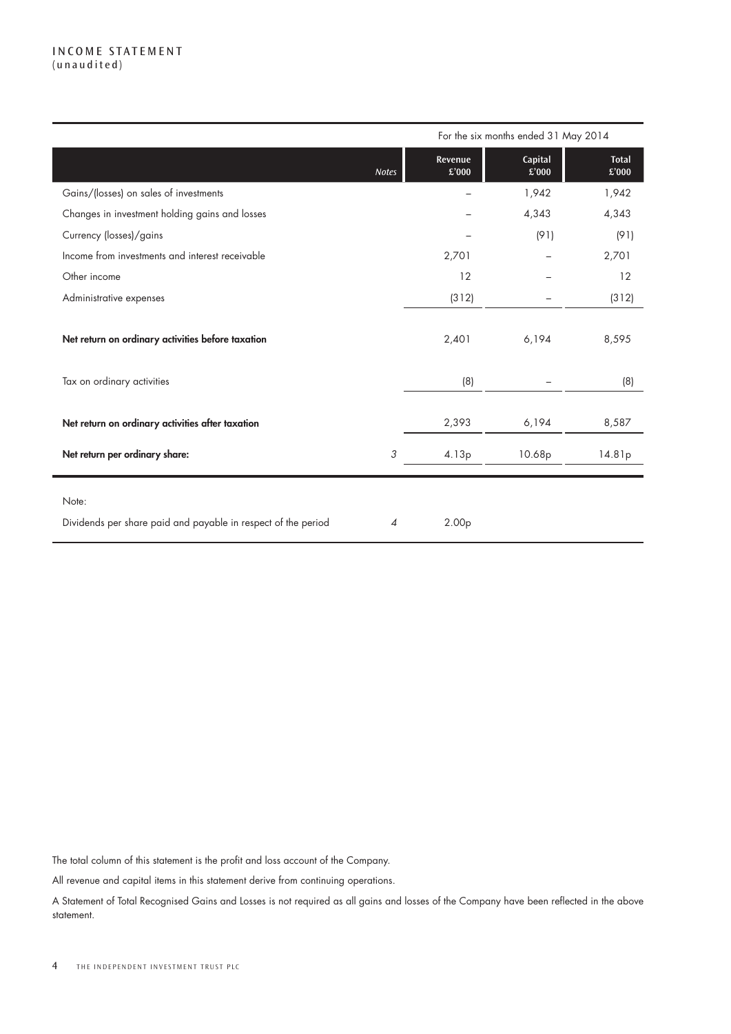# INCOME STATEMENT
(unaudited)

| | | For the six months ended 31 May 2014 | | |
|---|---|---|---|---|
| | *Notes* | **Revenue £'000** | **Capital £'000** | **Total £'000** |
| Gains/(losses) on sales of investments | | – | 1,942 | 1,942 |
| Changes in investment holding gains and losses | | – | 4,343 | 4,343 |
| Currency (losses)/gains | | – | (91) | (91) |
| Income from investments and interest receivable | | 2,701 | – | 2,701 |
| Other income | | 12 | – | 12 |
| Administrative expenses | | (312) | – | (312) |
| **Net return on ordinary activities before taxation** | | 2,401 | 6,194 | 8,595 |
| Tax on ordinary activities | | (8) | – | (8) |
| **Net return on ordinary activities after taxation** | | 2,393 | 6,194 | 8,587 |
| **Net return per ordinary share:** | 3 | 4.13p | 10.68p | 14.81p |

| | | | | |
|---|---|---|---|---|
| Note: | | | | |
| Dividends per share paid and payable in respect of the period | 4 | 2.00p | | |

The total column of this statement is the profit and loss account of the Company.

All revenue and capital items in this statement derive from continuing operations.

A Statement of Total Recognised Gains and Losses is not required as all gains and losses of the Company have been reflected in the above statement.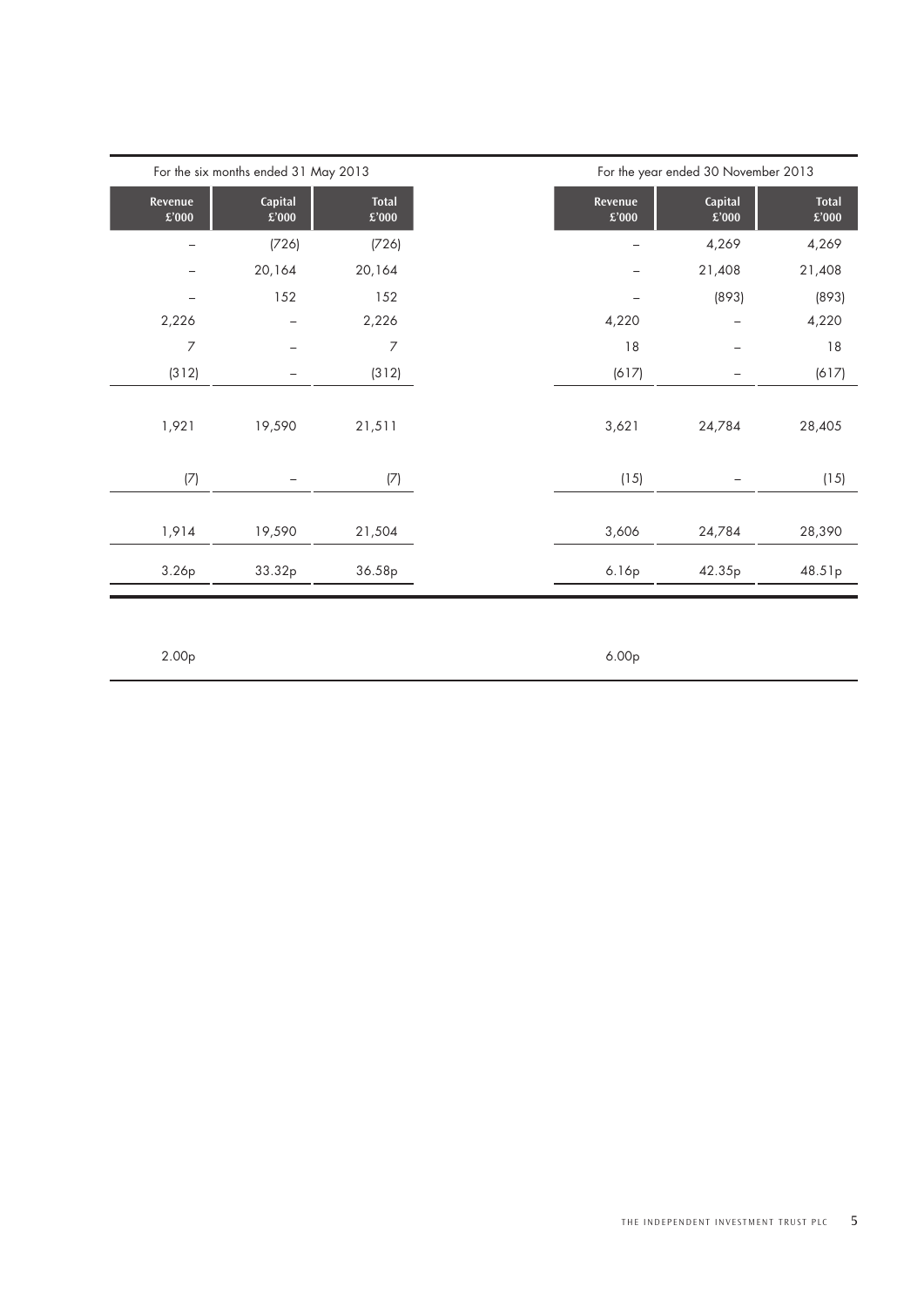| For the six months ended 31 May 2013 | | | For the year ended 30 November 2013 | | |
|---|---|---|---|---|---|
| Revenue £'000 | Capital £'000 | Total £'000 | Revenue £'000 | Capital £'000 | Total £'000 |
| – | (726) | (726) | – | 4,269 | 4,269 |
| – | 20,164 | 20,164 | – | 21,408 | 21,408 |
| – | 152 | 152 | – | (893) | (893) |
| 2,226 | – | 2,226 | 4,220 | – | 4,220 |
| 7 | – | 7 | 18 | – | 18 |
| (312) | – | (312) | (617) | – | (617) |
| 1,921 | 19,590 | 21,511 | 3,621 | 24,784 | 28,405 |
| (7) | – | (7) | (15) | – | (15) |
| 1,914 | 19,590 | 21,504 | 3,606 | 24,784 | 28,390 |
| 3.26p | 33.32p | 36.58p | 6.16p | 42.35p | 48.51p |
| 2.00p | | | 6.00p | | |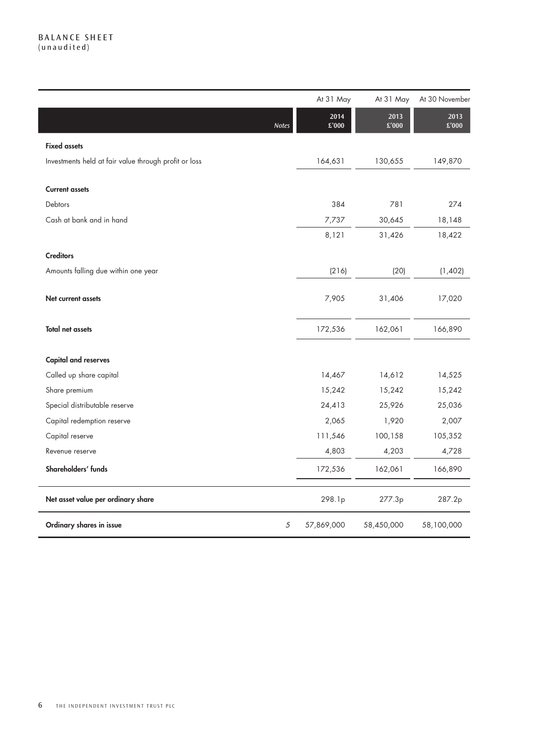## BALANCE SHEET
(unaudited)

| | Notes | At 31 May 2014 £'000 | At 31 May 2013 £'000 | At 30 November 2013 £'000 |
|---|---|---|---|---|
| **Fixed assets** | | | | |
| Investments held at fair value through profit or loss | | 164,631 | 130,655 | 149,870 |
| **Current assets** | | | | |
| Debtors | | 384 | 781 | 274 |
| Cash at bank and in hand | | 7,737 | 30,645 | 18,148 |
| | | 8,121 | 31,426 | 18,422 |
| **Creditors** | | | | |
| Amounts falling due within one year | | (216) | (20) | (1,402) |
| **Net current assets** | | 7,905 | 31,406 | 17,020 |
| **Total net assets** | | 172,536 | 162,061 | 166,890 |
| **Capital and reserves** | | | | |
| Called up share capital | | 14,467 | 14,612 | 14,525 |
| Share premium | | 15,242 | 15,242 | 15,242 |
| Special distributable reserve | | 24,413 | 25,926 | 25,036 |
| Capital redemption reserve | | 2,065 | 1,920 | 2,007 |
| Capital reserve | | 111,546 | 100,158 | 105,352 |
| Revenue reserve | | 4,803 | 4,203 | 4,728 |
| **Shareholders' funds** | | 172,536 | 162,061 | 166,890 |
| **Net asset value per ordinary share** | | 298.1p | 277.3p | 287.2p |
| **Ordinary shares in issue** | 5 | 57,869,000 | 58,450,000 | 58,100,000 |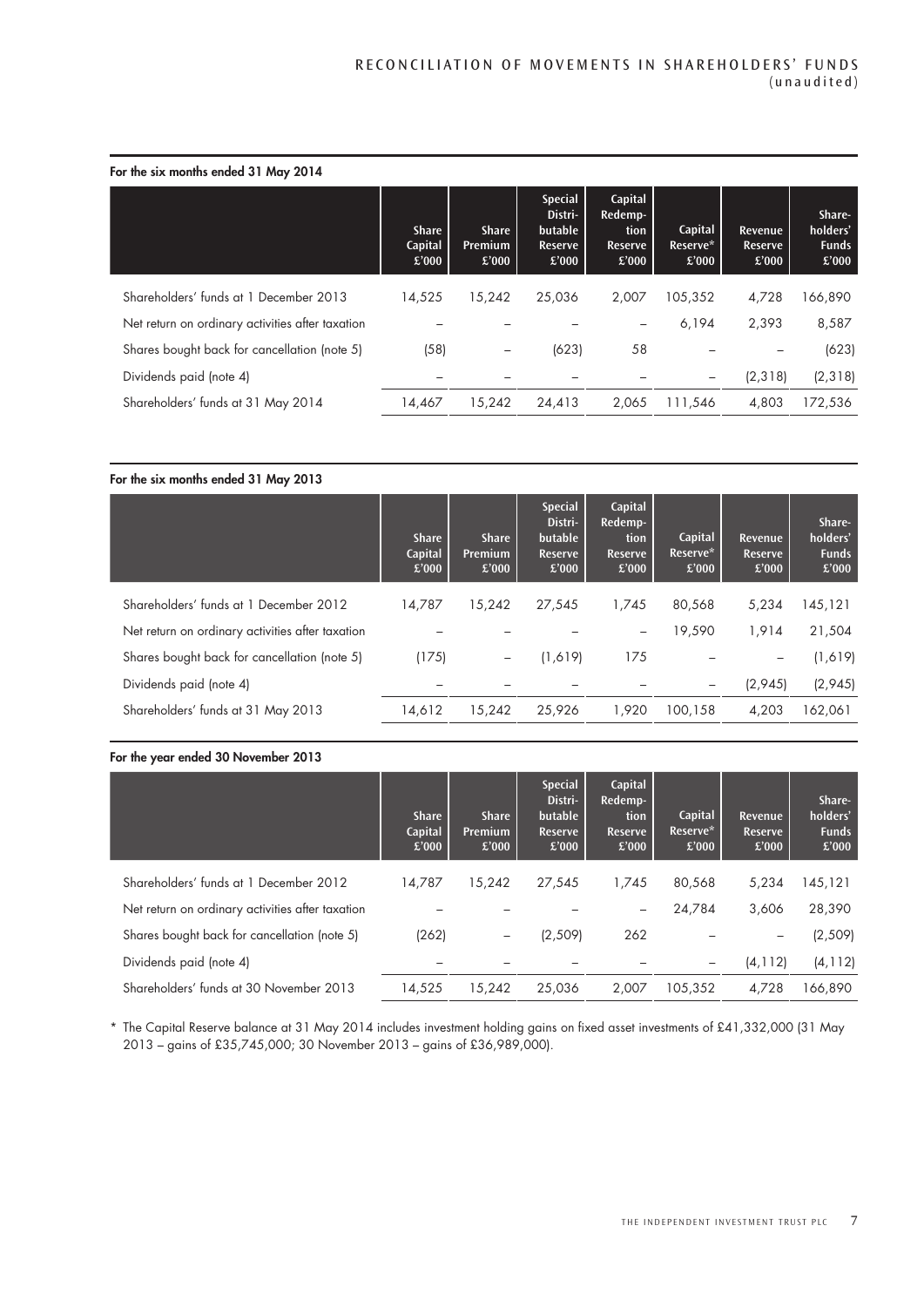# RECONCILIATION OF MOVEMENTS IN SHAREHOLDERS' FUNDS (unaudited)

**For the six months ended 31 May 2014**

| | Share Capital £'000 | Share Premium £'000 | Special Distributable Reserve £'000 | Capital Redemption Reserve £'000 | Capital Reserve* £'000 | Revenue Reserve £'000 | Shareholders' Funds £'000 |
|---|---|---|---|---|---|---|---|
| Shareholders' funds at 1 December 2013 | 14,525 | 15,242 | 25,036 | 2,007 | 105,352 | 4,728 | 166,890 |
| Net return on ordinary activities after taxation | – | – | – | – | 6,194 | 2,393 | 8,587 |
| Shares bought back for cancellation (note 5) | (58) | – | (623) | 58 | – | – | (623) |
| Dividends paid (note 4) | – | – | – | – | – | (2,318) | (2,318) |
| Shareholders' funds at 31 May 2014 | 14,467 | 15,242 | 24,413 | 2,065 | 111,546 | 4,803 | 172,536 |

**For the six months ended 31 May 2013**

| | Share Capital £'000 | Share Premium £'000 | Special Distributable Reserve £'000 | Capital Redemption Reserve £'000 | Capital Reserve* £'000 | Revenue Reserve £'000 | Shareholders' Funds £'000 |
|---|---|---|---|---|---|---|---|
| Shareholders' funds at 1 December 2012 | 14,787 | 15,242 | 27,545 | 1,745 | 80,568 | 5,234 | 145,121 |
| Net return on ordinary activities after taxation | – | – | – | – | 19,590 | 1,914 | 21,504 |
| Shares bought back for cancellation (note 5) | (175) | – | (1,619) | 175 | – | – | (1,619) |
| Dividends paid (note 4) | – | – | – | – | – | (2,945) | (2,945) |
| Shareholders' funds at 31 May 2013 | 14,612 | 15,242 | 25,926 | 1,920 | 100,158 | 4,203 | 162,061 |

**For the year ended 30 November 2013**

| | Share Capital £'000 | Share Premium £'000 | Special Distributable Reserve £'000 | Capital Redemption Reserve £'000 | Capital Reserve* £'000 | Revenue Reserve £'000 | Shareholders' Funds £'000 |
|---|---|---|---|---|---|---|---|
| Shareholders' funds at 1 December 2012 | 14,787 | 15,242 | 27,545 | 1,745 | 80,568 | 5,234 | 145,121 |
| Net return on ordinary activities after taxation | – | – | – | – | 24,784 | 3,606 | 28,390 |
| Shares bought back for cancellation (note 5) | (262) | – | (2,509) | 262 | – | – | (2,509) |
| Dividends paid (note 4) | – | – | – | – | – | (4,112) | (4,112) |
| Shareholders' funds at 30 November 2013 | 14,525 | 15,242 | 25,036 | 2,007 | 105,352 | 4,728 | 166,890 |

* The Capital Reserve balance at 31 May 2014 includes investment holding gains on fixed asset investments of £41,332,000 (31 May 2013 – gains of £35,745,000; 30 November 2013 – gains of £36,989,000).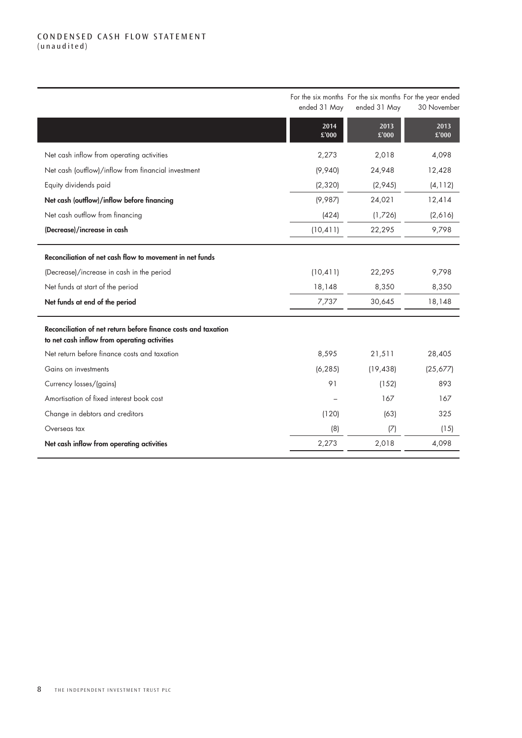## CONDENSED CASH FLOW STATEMENT
(unaudited)

| | For the six months ended 31 May 2014 £'000 | For the six months ended 31 May 2013 £'000 | For the year ended 30 November 2013 £'000 |
|---|---|---|---|
| Net cash inflow from operating activities | 2,273 | 2,018 | 4,098 |
| Net cash (outflow)/inflow from financial investment | (9,940) | 24,948 | 12,428 |
| Equity dividends paid | (2,320) | (2,945) | (4,112) |
| **Net cash (outflow)/inflow before financing** | (9,987) | 24,021 | 12,414 |
| Net cash outflow from financing | (424) | (1,726) | (2,616) |
| **(Decrease)/increase in cash** | (10,411) | 22,295 | 9,798 |
| **Reconciliation of net cash flow to movement in net funds** | | | |
| (Decrease)/increase in cash in the period | (10,411) | 22,295 | 9,798 |
| Net funds at start of the period | 18,148 | 8,350 | 8,350 |
| **Net funds at end of the period** | 7,737 | 30,645 | 18,148 |
| **Reconciliation of net return before finance costs and taxation to net cash inflow from operating activities** | | | |
| Net return before finance costs and taxation | 8,595 | 21,511 | 28,405 |
| Gains on investments | (6,285) | (19,438) | (25,677) |
| Currency losses/(gains) | 91 | (152) | 893 |
| Amortisation of fixed interest book cost | – | 167 | 167 |
| Change in debtors and creditors | (120) | (63) | 325 |
| Overseas tax | (8) | (7) | (15) |
| **Net cash inflow from operating activities** | 2,273 | 2,018 | 4,098 |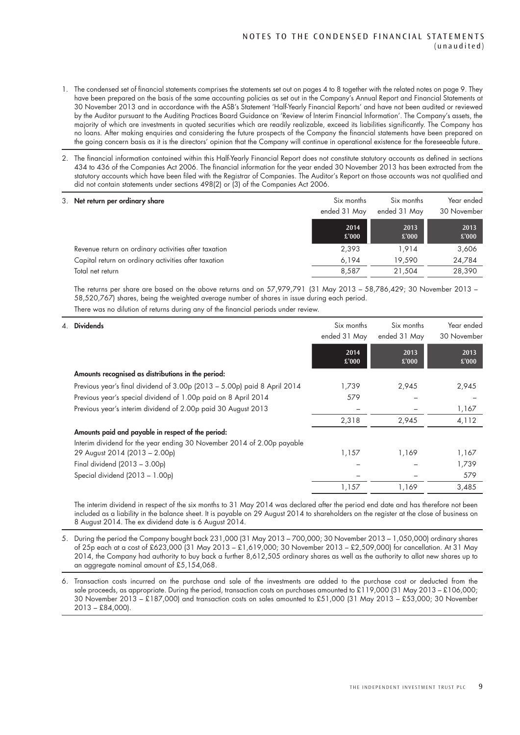# NOTES TO THE CONDENSED FINANCIAL STATEMENTS (unaudited)

1. The condensed set of financial statements comprises the statements set out on pages 4 to 8 together with the related notes on page 9. They have been prepared on the basis of the same accounting policies as set out in the Company's Annual Report and Financial Statements at 30 November 2013 and in accordance with the ASB's Statement 'Half-Yearly Financial Reports' and have not been audited or reviewed by the Auditor pursuant to the Auditing Practices Board Guidance on 'Review of Interim Financial Information'. The Company's assets, the majority of which are investments in quoted securities which are readily realizable, exceed its liabilities significantly. The Company has no loans. After making enquiries and considering the future prospects of the Company the financial statements have been prepared on the going concern basis as it is the directors' opinion that the Company will continue in operational existence for the foreseeable future.

2. The financial information contained within this Half-Yearly Financial Report does not constitute statutory accounts as defined in sections 434 to 436 of the Companies Act 2006. The financial information for the year ended 30 November 2013 has been extracted from the statutory accounts which have been filed with the Registrar of Companies. The Auditor's Report on those accounts was not qualified and did not contain statements under sections 498(2) or (3) of the Companies Act 2006.

3. **Net return per ordinary share**

| | Six months ended 31 May 2014 £'000 | Six months ended 31 May 2013 £'000 | Year ended 30 November 2013 £'000 |
|---|---|---|---|
| Revenue return on ordinary activities after taxation | 2,393 | 1,914 | 3,606 |
| Capital return on ordinary activities after taxation | 6,194 | 19,590 | 24,784 |
| Total net return | 8,587 | 21,504 | 28,390 |

The returns per share are based on the above returns and on 57,979,791 (31 May 2013 – 58,786,429; 30 November 2013 – 58,520,767) shares, being the weighted average number of shares in issue during each period.

There was no dilution of returns during any of the financial periods under review.

4. **Dividends**

| | Six months ended 31 May 2014 £'000 | Six months ended 31 May 2013 £'000 | Year ended 30 November 2013 £'000 |
|---|---|---|---|
| **Amounts recognised as distributions in the period:** | | | |
| Previous year's final dividend of 3.00p (2013 – 5.00p) paid 8 April 2014 | 1,739 | 2,945 | 2,945 |
| Previous year's special dividend of 1.00p paid on 8 April 2014 | 579 | – | – |
| Previous year's interim dividend of 2.00p paid 30 August 2013 | – | – | 1,167 |
| | 2,318 | 2,945 | 4,112 |
| **Amounts paid and payable in respect of the period:** | | | |
| Interim dividend for the year ending 30 November 2014 of 2.00p payable 29 August 2014 (2013 – 2.00p) | 1,157 | 1,169 | 1,167 |
| Final dividend (2013 – 3.00p) | – | – | 1,739 |
| Special dividend (2013 – 1.00p) | – | – | 579 |
| | 1,157 | 1,169 | 3,485 |

The interim dividend in respect of the six months to 31 May 2014 was declared after the period end date and has therefore not been included as a liability in the balance sheet. It is payable on 29 August 2014 to shareholders on the register at the close of business on 8 August 2014. The ex dividend date is 6 August 2014.

5. During the period the Company bought back 231,000 (31 May 2013 – 700,000; 30 November 2013 – 1,050,000) ordinary shares of 25p each at a cost of £623,000 (31 May 2013 – £1,619,000; 30 November 2013 – £2,509,000) for cancellation. At 31 May 2014, the Company had authority to buy back a further 8,612,505 ordinary shares as well as the authority to allot new shares up to an aggregate nominal amount of £5,154,068.

6. Transaction costs incurred on the purchase and sale of the investments are added to the purchase cost or deducted from the sale proceeds, as appropriate. During the period, transaction costs on purchases amounted to £119,000 (31 May 2013 – £106,000; 30 November 2013 – £187,000) and transaction costs on sales amounted to £51,000 (31 May 2013 – £53,000; 30 November 2013 – £84,000).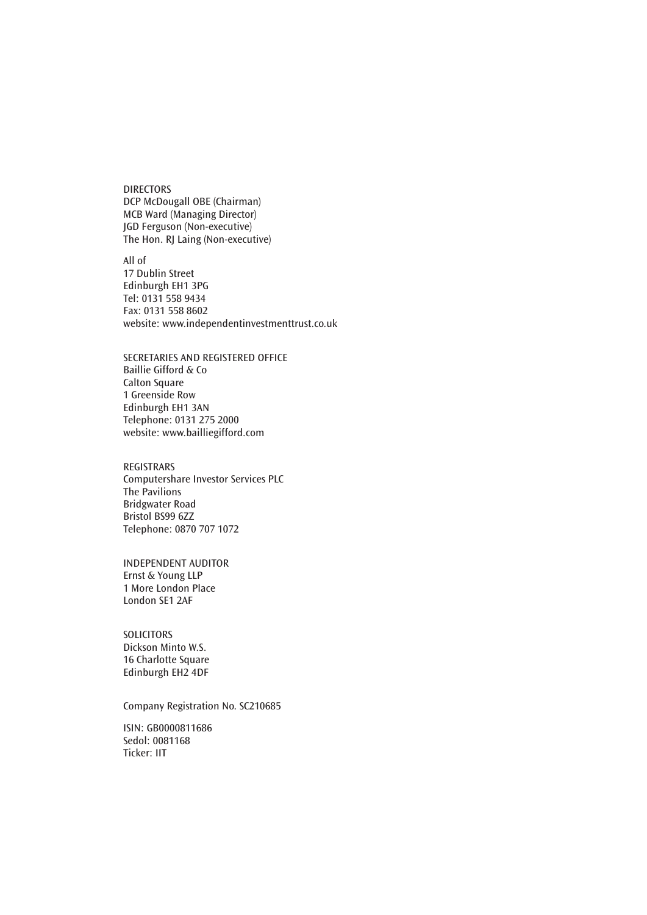DIRECTORS
DCP McDougall OBE (Chairman)
MCB Ward (Managing Director)
JGD Ferguson (Non-executive)
The Hon. RJ Laing (Non-executive)

All of
17 Dublin Street
Edinburgh EH1 3PG
Tel: 0131 558 9434
Fax: 0131 558 8602
website: www.independentinvestmenttrust.co.uk

SECRETARIES AND REGISTERED OFFICE
Baillie Gifford & Co
Calton Square
1 Greenside Row
Edinburgh EH1 3AN
Telephone: 0131 275 2000
website: www.bailliegifford.com

REGISTRARS
Computershare Investor Services PLC
The Pavilions
Bridgwater Road
Bristol BS99 6ZZ
Telephone: 0870 707 1072

INDEPENDENT AUDITOR
Ernst & Young LLP
1 More London Place
London SE1 2AF

SOLICITORS
Dickson Minto W.S.
16 Charlotte Square
Edinburgh EH2 4DF

Company Registration No. SC210685

ISIN: GB0000811686
Sedol: 0081168
Ticker: IIT